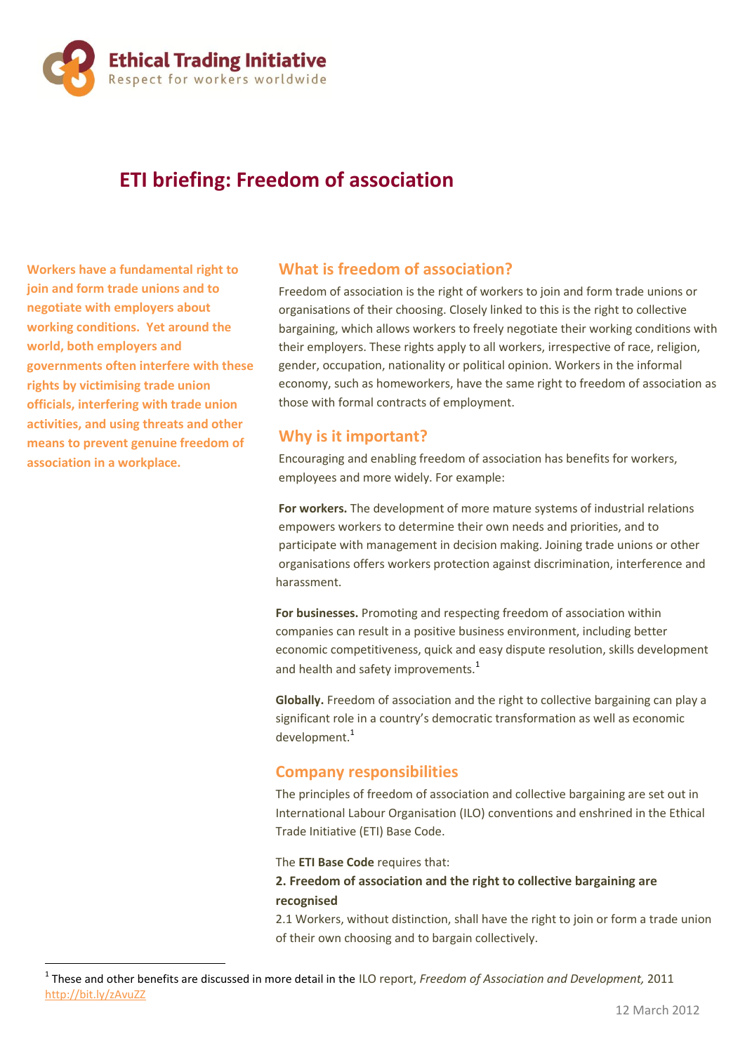Ethical Trading Initiative
Respect for workers worldwide

# ETI briefing: Freedom of association

**Workers have a fundamental right to join and form trade unions and to negotiate with employers about working conditions. Yet around the world, both employers and governments often interfere with these rights by victimising trade union officials, interfering with trade union activities, and using threats and other means to prevent genuine freedom of association in a workplace.**

## What is freedom of association?

Freedom of association is the right of workers to join and form trade unions or organisations of their choosing. Closely linked to this is the right to collective bargaining, which allows workers to freely negotiate their working conditions with their employers. These rights apply to all workers, irrespective of race, religion, gender, occupation, nationality or political opinion. Workers in the informal economy, such as homeworkers, have the same right to freedom of association as those with formal contracts of employment.

## Why is it important?

Encouraging and enabling freedom of association has benefits for workers, employees and more widely. For example:

**For workers.** The development of more mature systems of industrial relations empowers workers to determine their own needs and priorities, and to participate with management in decision making. Joining trade unions or other organisations offers workers protection against discrimination, interference and harassment.

**For businesses.** Promoting and respecting freedom of association within companies can result in a positive business environment, including better economic competitiveness, quick and easy dispute resolution, skills development and health and safety improvements.[1]

**Globally.** Freedom of association and the right to collective bargaining can play a significant role in a country's democratic transformation as well as economic development.[1]

## Company responsibilities

The principles of freedom of association and collective bargaining are set out in International Labour Organisation (ILO) conventions and enshrined in the Ethical Trade Initiative (ETI) Base Code.

The **ETI Base Code** requires that:

**2. Freedom of association and the right to collective bargaining are recognised**

2.1 Workers, without distinction, shall have the right to join or form a trade union of their own choosing and to bargain collectively.

[1] These and other benefits are discussed in more detail in the ILO report, *Freedom of Association and Development,* 2011 http://bit.ly/zAvuZZ

12 March 2012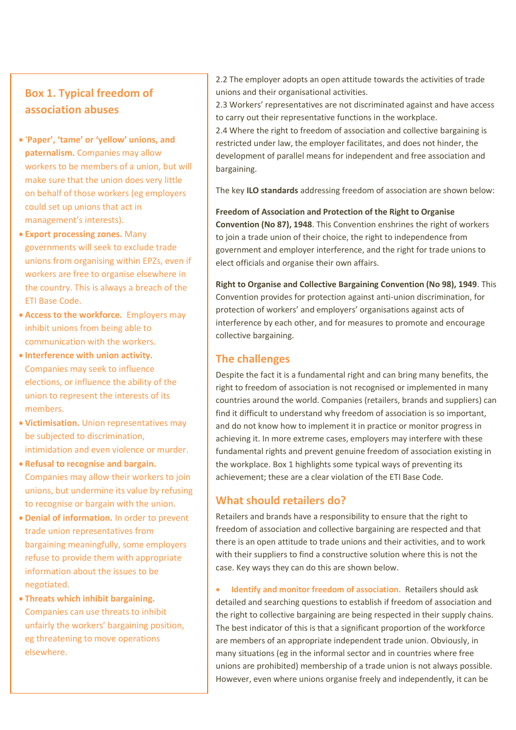## Box 1. Typical freedom of association abuses

- **'Paper', 'tame' or 'yellow' unions, and paternalism.** Companies may allow workers to be members of a union, but will make sure that the union does very little on behalf of those workers (eg employers could set up unions that act in management's interests).
- **Export processing zones.** Many governments will seek to exclude trade unions from organising within EPZs, even if workers are free to organise elsewhere in the country. This is always a breach of the ETI Base Code.
- **Access to the workforce.** Employers may inhibit unions from being able to communication with the workers.
- **Interference with union activity.** Companies may seek to influence elections, or influence the ability of the union to represent the interests of its members.
- **Victimisation.** Union representatives may be subjected to discrimination, intimidation and even violence or murder.
- **Refusal to recognise and bargain.** Companies may allow their workers to join unions, but undermine its value by refusing to recognise or bargain with the union.
- **Denial of information.** In order to prevent trade union representatives from bargaining meaningfully, some employers refuse to provide them with appropriate information about the issues to be negotiated.
- **Threats which inhibit bargaining.** Companies can use threats to inhibit unfairly the workers' bargaining position, eg threatening to move operations elsewhere.

2.2 The employer adopts an open attitude towards the activities of trade unions and their organisational activities.
2.3 Workers' representatives are not discriminated against and have access to carry out their representative functions in the workplace.
2.4 Where the right to freedom of association and collective bargaining is restricted under law, the employer facilitates, and does not hinder, the development of parallel means for independent and free association and bargaining.

The key **ILO standards** addressing freedom of association are shown below:

**Freedom of Association and Protection of the Right to Organise Convention (No 87), 1948**. This Convention enshrines the right of workers to join a trade union of their choice, the right to independence from government and employer interference, and the right for trade unions to elect officials and organise their own affairs.

**Right to Organise and Collective Bargaining Convention (No 98), 1949**. This Convention provides for protection against anti-union discrimination, for protection of workers' and employers' organisations against acts of interference by each other, and for measures to promote and encourage collective bargaining.

## The challenges

Despite the fact it is a fundamental right and can bring many benefits, the right to freedom of association is not recognised or implemented in many countries around the world. Companies (retailers, brands and suppliers) can find it difficult to understand why freedom of association is so important, and do not know how to implement it in practice or monitor progress in achieving it. In more extreme cases, employers may interfere with these fundamental rights and prevent genuine freedom of association existing in the workplace. Box 1 highlights some typical ways of preventing its achievement; these are a clear violation of the ETI Base Code.

## What should retailers do?

Retailers and brands have a responsibility to ensure that the right to freedom of association and collective bargaining are respected and that there is an open attitude to trade unions and their activities, and to work with their suppliers to find a constructive solution where this is not the case. Key ways they can do this are shown below.

- **Identify and monitor freedom of association.** Retailers should ask detailed and searching questions to establish if freedom of association and the right to collective bargaining are being respected in their supply chains. The best indicator of this is that a significant proportion of the workforce are members of an appropriate independent trade union. Obviously, in many situations (eg in the informal sector and in countries where free unions are prohibited) membership of a trade union is not always possible. However, even where unions organise freely and independently, it can be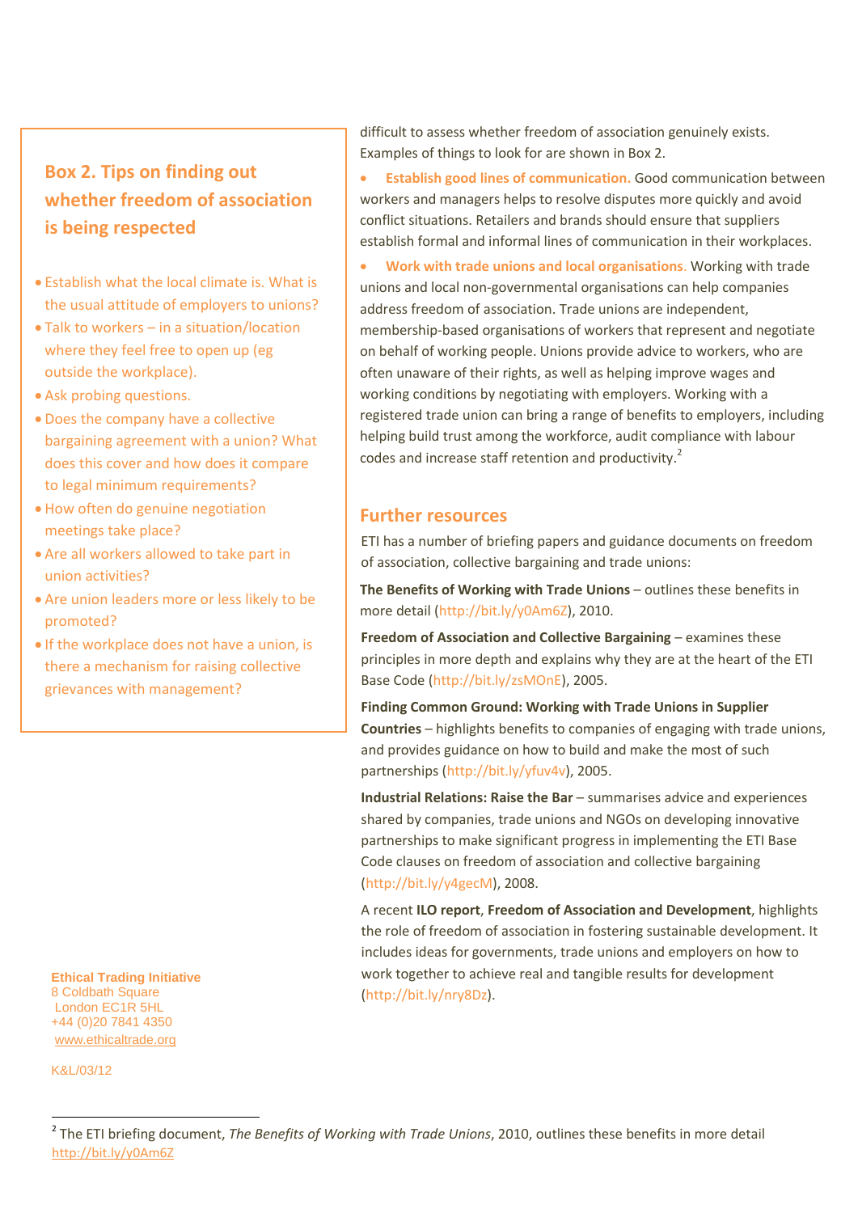difficult to assess whether freedom of association genuinely exists. Examples of things to look for are shown in Box 2.

- **Establish good lines of communication.** Good communication between workers and managers helps to resolve disputes more quickly and avoid conflict situations. Retailers and brands should ensure that suppliers establish formal and informal lines of communication in their workplaces.
- **Work with trade unions and local organisations.** Working with trade unions and local non-governmental organisations can help companies address freedom of association. Trade unions are independent, membership-based organisations of workers that represent and negotiate on behalf of working people. Unions provide advice to workers, who are often unaware of their rights, as well as helping improve wages and working conditions by negotiating with employers. Working with a registered trade union can bring a range of benefits to employers, including helping build trust among the workforce, audit compliance with labour codes and increase staff retention and productivity.[2]

## Box 2. Tips on finding out whether freedom of association is being respected

- Establish what the local climate is. What is the usual attitude of employers to unions?
- Talk to workers – in a situation/location where they feel free to open up (eg outside the workplace).
- Ask probing questions.
- Does the company have a collective bargaining agreement with a union? What does this cover and how does it compare to legal minimum requirements?
- How often do genuine negotiation meetings take place?
- Are all workers allowed to take part in union activities?
- Are union leaders more or less likely to be promoted?
- If the workplace does not have a union, is there a mechanism for raising collective grievances with management?

## Further resources

ETI has a number of briefing papers and guidance documents on freedom of association, collective bargaining and trade unions:

**The Benefits of Working with Trade Unions** – outlines these benefits in more detail (http://bit.ly/y0Am6Z), 2010.

**Freedom of Association and Collective Bargaining** – examines these principles in more depth and explains why they are at the heart of the ETI Base Code (http://bit.ly/zsMOnE), 2005.

**Finding Common Ground: Working with Trade Unions in Supplier Countries** – highlights benefits to companies of engaging with trade unions, and provides guidance on how to build and make the most of such partnerships (http://bit.ly/yfuv4v), 2005.

**Industrial Relations: Raise the Bar** – summarises advice and experiences shared by companies, trade unions and NGOs on developing innovative partnerships to make significant progress in implementing the ETI Base Code clauses on freedom of association and collective bargaining (http://bit.ly/y4gecM), 2008.

A recent **ILO report**, **Freedom of Association and Development**, highlights the role of freedom of association in fostering sustainable development. It includes ideas for governments, trade unions and employers on how to work together to achieve real and tangible results for development (http://bit.ly/nry8Dz).

**Ethical Trading Initiative**
8 Coldbath Square
London EC1R 5HL
+44 (0)20 7841 4350
www.ethicaltrade.org

K&L/03/12

[2] The ETI briefing document, *The Benefits of Working with Trade Unions*, 2010, outlines these benefits in more detail http://bit.ly/y0Am6Z